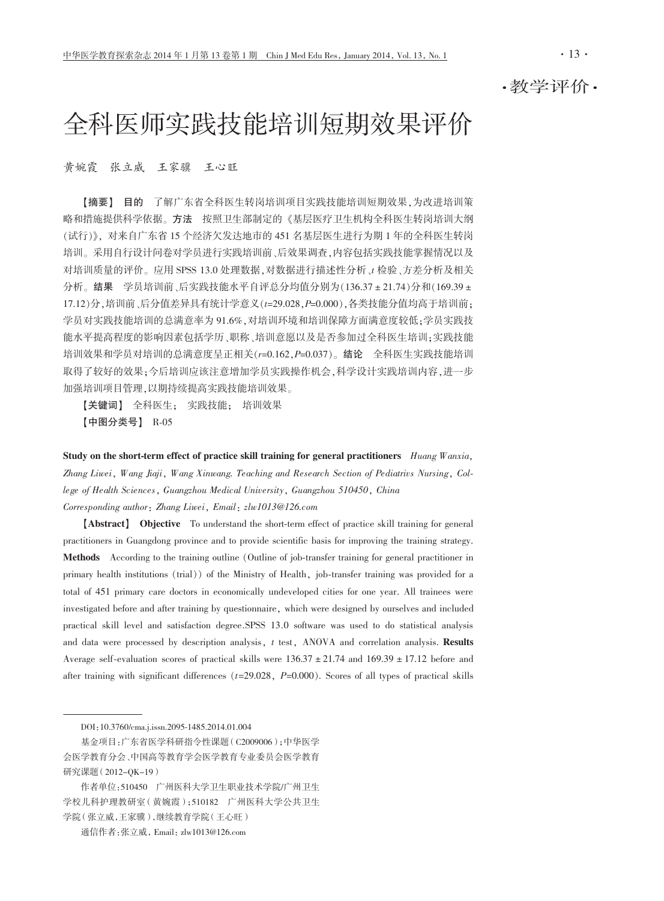·教学评价·

# 全科医师实践技能培训短期效果评价

黄婉霞　张立威　王家骥　王心旺

【摘要】 **目的**　了解广东省全科医生转岗培训项目实践技能培训短期效果，为改进培训策略和措施提供科学依据。**方法**　按照卫生部制定的《基层医疗卫生机构全科医生转岗培训大纲（试行）》，对来自广东省 15 个经济欠发达地市的 451 名基层医生进行为期 1 年的全科医生转岗培训。采用自行设计问卷对学员进行实践培训前、后效果调查，内容包括实践技能掌握情况以及对培训质量的评价。应用 SPSS 13.0 处理数据，对数据进行描述性分析、$t$ 检验、方差分析及相关分析。**结果**　学员培训前、后实践技能水平自评总分均值分别为(136.37 ± 21.74)分和(169.39 ± 17.12)分，培训前、后分值差异具有统计学意义($t$=29.028，$P$=0.000)，各类技能分值均高于培训前；学员对实践技能培训的总满意率为 91.6%，对培训环境和培训保障方面满意度较低；学员实践技能水平提高程度的影响因素包括学历、职称、培训意愿以及是否参加过全科医生培训；实践技能培训效果和学员对培训的总满意度呈正相关($r$=0.162，$P$=0.037)。**结论**　全科医生实践技能培训取得了较好的效果；今后培训应该注意增加学员实践操作机会，科学设计实践培训内容，进一步加强培训项目管理，以期持续提高实践技能培训效果。

【关键词】 全科医生；　实践技能；　培训效果

【中图分类号】 R-05

**Study on the short-term effect of practice skill training for general practitioners**　*Huang Wanxia, Zhang Liwei, Wang Jiaji, Wang Xinwang. Teaching and Research Section of Pediatrivs Nursing, College of Health Sciences, Guangzhou Medical University, Guangzhou 510450, China*

*Corresponding author: Zhang Liwei, Email: zlw1013@126.com*

【**Abstract**】 **Objective**　To understand the short-term effect of practice skill training for general practitioners in Guangdong province and to provide scientific basis for improving the training strategy. **Methods**　According to the training outline (Outline of job-transfer training for general practitioner in primary health institutions (trial)) of the Ministry of Health, job-transfer training was provided for a total of 451 primary care doctors in economically undeveloped cities for one year. All trainees were investigated before and after training by questionnaire, which were designed by ourselves and included practical skill level and satisfaction degree.SPSS 13.0 software was used to do statistical analysis and data were processed by description analysis, $t$ test, ANOVA and correlation analysis. **Results** Average self-evaluation scores of practical skills were 136.37 ± 21.74 and 169.39 ± 17.12 before and after training with significant differences ($t$=29.028, $P$=0.000). Scores of all types of practical skills

---

DOI:10.3760/cma.j.issn.2095-1485.2014.01.004

基金项目:广东省医学科研指令性课题(C2009006)；中华医学会医学教育分会、中国高等教育学会医学教育专业委员会医学教育研究课题(2012-QK-19)

作者单位:510450　广州医科大学卫生职业技术学院/广州卫生学校儿科护理教研室(黄婉霞)；510182　广州医科大学公共卫生学院(张立威,王家骥)，继续教育学院(王心旺)

通信作者:张立威，Email: zlw1013@126.com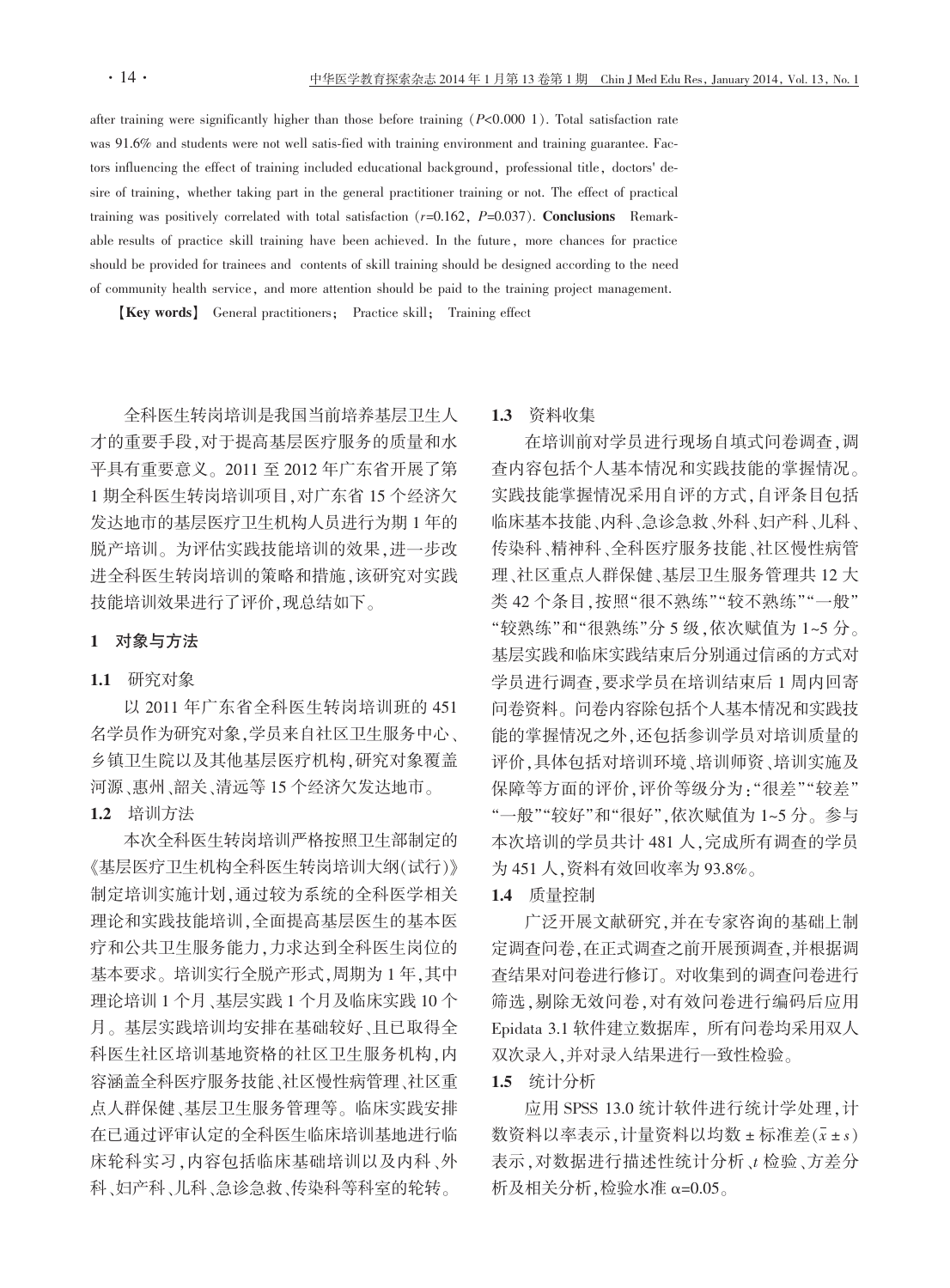after training were significantly higher than those before training ($P<0.000\ 1$). Total satisfaction rate was 91.6% and students were not well satis-fied with training environment and training guarantee. Factors influencing the effect of training included educational background, professional title, doctors' desire of training, whether taking part in the general practitioner training or not. The effect of practical training was positively correlated with total satisfaction ($r=0.162$, $P=0.037$). **Conclusions** Remarkable results of practice skill training have been achieved. In the future, more chances for practice should be provided for trainees and contents of skill training should be designed according to the need of community health service, and more attention should be paid to the training project management.

【**Key words**】 General practitioners; Practice skill; Training effect

全科医生转岗培训是我国当前培养基层卫生人才的重要手段,对于提高基层医疗服务的质量和水平具有重要意义。2011 至 2012 年广东省开展了第 1 期全科医生转岗培训项目,对广东省 15 个经济欠发达地市的基层医疗卫生机构人员进行为期 1 年的脱产培训。为评估实践技能培训的效果,进一步改进全科医生转岗培训的策略和措施,该研究对实践技能培训效果进行了评价,现总结如下。

## 1 对象与方法

### 1.1 研究对象

以 2011 年广东省全科医生转岗培训班的 451 名学员作为研究对象,学员来自社区卫生服务中心、乡镇卫生院以及其他基层医疗机构,研究对象覆盖河源、惠州、韶关、清远等 15 个经济欠发达地市。

### 1.2 培训方法

本次全科医生转岗培训严格按照卫生部制定的《基层医疗卫生机构全科医生转岗培训大纲(试行)》制定培训实施计划,通过较为系统的全科医学相关理论和实践技能培训,全面提高基层医生的基本医疗和公共卫生服务能力,力求达到全科医生岗位的基本要求。培训实行全脱产形式,周期为 1 年,其中理论培训 1 个月、基层实践 1 个月及临床实践 10 个月。基层实践培训均安排在基础较好、且已取得全科医生社区培训基地资格的社区卫生服务机构,内容涵盖全科医疗服务技能、社区慢性病管理、社区重点人群保健、基层卫生服务管理等。临床实践安排在已通过评审认定的全科医生临床培训基地进行临床轮科实习,内容包括临床基础培训以及内科、外科、妇产科、儿科、急诊急救、传染科等科室的轮转。

### 1.3 资料收集

在培训前对学员进行现场自填式问卷调查,调查内容包括个人基本情况和实践技能的掌握情况。实践技能掌握情况采用自评的方式,自评条目包括临床基本技能、内科、急诊急救、外科、妇产科、儿科、传染科、精神科、全科医疗服务技能、社区慢性病管理、社区重点人群保健、基层卫生服务管理共 12 大类 42 个条目,按照"很不熟练""较不熟练""一般""较熟练"和"很熟练"分 5 级,依次赋值为 1~5 分。基层实践和临床实践结束后分别通过信函的方式对学员进行调查,要求学员在培训结束后 1 周内回寄问卷资料。问卷内容除包括个人基本情况和实践技能的掌握情况之外,还包括参训学员对培训质量的评价,具体包括对培训环境、培训师资、培训实施及保障等方面的评价,评价等级分为:"很差""较差""一般""较好"和"很好",依次赋值为 1~5 分。参与本次培训的学员共计 481 人,完成所有调查的学员为 451 人,资料有效回收率为 93.8%。

### 1.4 质量控制

广泛开展文献研究,并在专家咨询的基础上制定调查问卷,在正式调查之前开展预调查,并根据调查结果对问卷进行修订。对收集到的调查问卷进行筛选,剔除无效问卷,对有效问卷进行编码后应用 Epidata 3.1 软件建立数据库, 所有问卷均采用双人双次录入,并对录入结果进行一致性检验。

### 1.5 统计分析

应用 SPSS 13.0 统计软件进行统计学处理,计数资料以率表示,计量资料以均数 ± 标准差($\bar{x} \pm s$)表示,对数据进行描述性统计分析、$t$ 检验、方差分析及相关分析,检验水准 $\alpha=0.05$。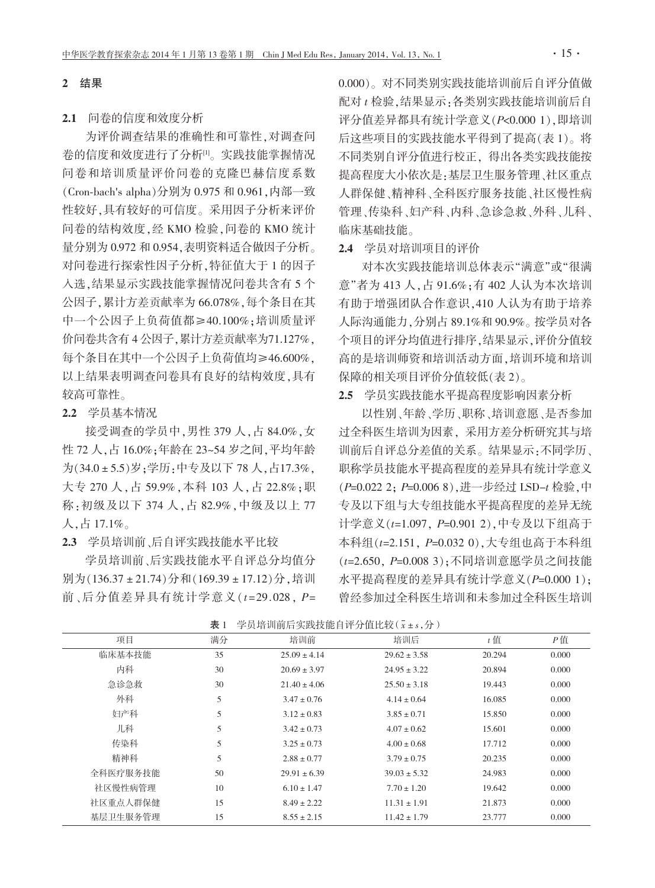## 2 结果

### 2.1 问卷的信度和效度分析

为评价调查结果的准确性和可靠性，对调查问卷的信度和效度进行了分析[1]。实践技能掌握情况问卷和培训质量评价问卷的克隆巴赫信度系数(Cron-bach's alpha)分别为 0.975 和 0.961，内部一致性较好，具有较好的可信度。采用因子分析来评价问卷的结构效度，经 KMO 检验，问卷的 KMO 统计量分别为 0.972 和 0.954，表明资料适合做因子分析。对问卷进行探索性因子分析，特征值大于 1 的因子入选，结果显示实践技能掌握情况问卷共含有 5 个公因子，累计方差贡献率为 66.078%，每个条目在其中一个公因子上负荷值都≥40.100%；培训质量评价问卷共含有 4 公因子，累计方差贡献率为71.127%，每个条目在其中一个公因子上负荷值均≥46.600%，以上结果表明调查问卷具有良好的结构效度，具有较高可靠性。

### 2.2 学员基本情况

接受调查的学员中，男性 379 人，占 84.0%，女性 72 人，占 16.0%；年龄在 23~54 岁之间，平均年龄为(34.0 ± 5.5)岁；学历：中专及以下 78 人，占17.3%，大专 270 人，占 59.9%，本科 103 人，占 22.8%；职称：初级及以下 374 人，占 82.9%，中级及以上 77 人，占 17.1%。

### 2.3 学员培训前、后自评实践技能水平比较

学员培训前、后实践技能水平自评总分均值分别为(136.37 ± 21.74)分和(169.39 ± 17.12)分，培训前、后分值差异具有统计学意义($t$=29.028，$P$=0.000)。对不同类别实践技能培训前后自评分值做配对 $t$ 检验，结果显示：各类别实践技能培训前后自评分值差异都具有统计学意义($P$<0.000 1)，即培训后这些项目的实践技能水平得到了提高(表 1)。将不同类别自评分值进行校正，得出各类实践技能按提高程度大小依次是：基层卫生服务管理、社区重点人群保健、精神科、全科医疗服务技能、社区慢性病管理、传染科、妇产科、内科、急诊急救、外科、儿科、临床基础技能。

### 2.4 学员对培训项目的评价

对本次实践技能培训总体表示“满意”或“很满意”者为 413 人，占 91.6%；有 402 人认为本次培训有助于增强团队合作意识，410 人认为有助于培养人际沟通能力，分别占 89.1%和 90.9%。按学员对各个项目的评分均值进行排序，结果显示，评价分值较高的是培训师资和培训活动方面，培训环境和培训保障的相关项目评价分值较低(表 2)。

### 2.5 学员实践技能水平提高程度影响因素分析

以性别、年龄、学历、职称、培训意愿、是否参加过全科医生培训为因素，采用方差分析研究其与培训前后自评总分差值的关系。结果显示：不同学历、职称学员技能水平提高程度的差异具有统计学意义($P$=0.022 2；$P$=0.006 8)，进一步经过 LSD-$t$ 检验，中专及以下组与大专组技能水平提高程度的差异无统计学意义($t$=1.097，$P$=0.901 2)，中专及以下组高于本科组($t$=2.151，$P$=0.032 0)，大专组也高于本科组($t$=2.650，$P$=0.008 3)；不同培训意愿学员之间技能水平提高程度的差异具有统计学意义($P$=0.000 1)；曾经参加过全科医生培训和未参加过全科医生培训

**表 1** 学员培训前后实践技能自评分值比较($\bar{x} \pm s$，分)

| 项目 | 满分 | 培训前 | 培训后 | $t$ 值 | $P$ 值 |
|---|---|---|---|---|---|
| 临床基本技能 | 35 | 25.09 ± 4.14 | 29.62 ± 3.58 | 20.294 | 0.000 |
| 内科 | 30 | 20.69 ± 3.97 | 24.95 ± 3.22 | 20.894 | 0.000 |
| 急诊急救 | 30 | 21.40 ± 4.06 | 25.50 ± 3.18 | 19.443 | 0.000 |
| 外科 | 5 | 3.47 ± 0.76 | 4.14 ± 0.64 | 16.085 | 0.000 |
| 妇产科 | 5 | 3.12 ± 0.83 | 3.85 ± 0.71 | 15.850 | 0.000 |
| 儿科 | 5 | 3.42 ± 0.73 | 4.07 ± 0.62 | 15.601 | 0.000 |
| 传染科 | 5 | 3.25 ± 0.73 | 4.00 ± 0.68 | 17.712 | 0.000 |
| 精神科 | 5 | 2.88 ± 0.77 | 3.79 ± 0.75 | 20.235 | 0.000 |
| 全科医疗服务技能 | 50 | 29.91 ± 6.39 | 39.03 ± 5.32 | 24.983 | 0.000 |
| 社区慢性病管理 | 10 | 6.10 ± 1.47 | 7.70 ± 1.20 | 19.642 | 0.000 |
| 社区重点人群保健 | 15 | 8.49 ± 2.22 | 11.31 ± 1.91 | 21.873 | 0.000 |
| 基层卫生服务管理 | 15 | 8.55 ± 2.15 | 11.42 ± 1.79 | 23.777 | 0.000 |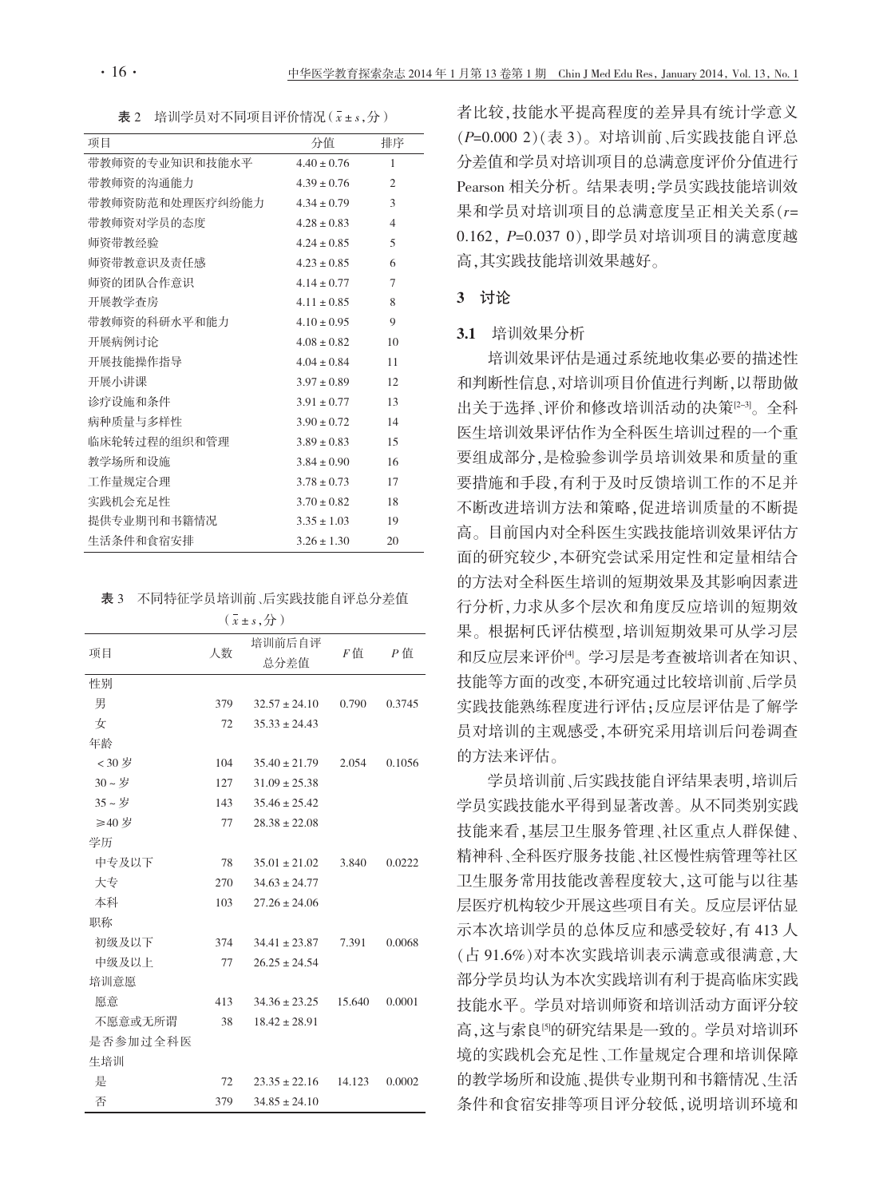表 2　培训学员对不同项目评价情况（$\bar{x} \pm s$，分）

| 项目 | 分值 | 排序 |
|---|---|---|
| 带教师资的专业知识和技能水平 | 4.40 ± 0.76 | 1 |
| 带教师资的沟通能力 | 4.39 ± 0.76 | 2 |
| 带教师资防范和处理医疗纠纷能力 | 4.34 ± 0.79 | 3 |
| 带教师资对学员的态度 | 4.28 ± 0.83 | 4 |
| 师资带教经验 | 4.24 ± 0.85 | 5 |
| 师资带教意识及责任感 | 4.23 ± 0.85 | 6 |
| 师资的团队合作意识 | 4.14 ± 0.77 | 7 |
| 开展教学查房 | 4.11 ± 0.85 | 8 |
| 带教师资的科研水平和能力 | 4.10 ± 0.95 | 9 |
| 开展病例讨论 | 4.08 ± 0.82 | 10 |
| 开展技能操作指导 | 4.04 ± 0.84 | 11 |
| 开展小讲课 | 3.97 ± 0.89 | 12 |
| 诊疗设施和条件 | 3.91 ± 0.77 | 13 |
| 病种质量与多样性 | 3.90 ± 0.72 | 14 |
| 临床轮转过程的组织和管理 | 3.89 ± 0.83 | 15 |
| 教学场所和设施 | 3.84 ± 0.90 | 16 |
| 工作量规定合理 | 3.78 ± 0.73 | 17 |
| 实践机会充足性 | 3.70 ± 0.82 | 18 |
| 提供专业期刊和书籍情况 | 3.35 ± 1.03 | 19 |
| 生活条件和食宿安排 | 3.26 ± 1.30 | 20 |

表 3　不同特征学员培训前、后实践技能自评总分差值（$\bar{x} \pm s$，分）

| 项目 | 人数 | 培训前后自评总分差值 | $F$值 | $P$ 值 |
|---|---|---|---|---|
| 性别 | | | | |
| 男 | 379 | 32.57 ± 24.10 | 0.790 | 0.3745 |
| 女 | 72 | 35.33 ± 24.43 | | |
| 年龄 | | | | |
| <30 岁 | 104 | 35.40 ± 21.79 | 2.054 | 0.1056 |
| 30～岁 | 127 | 31.09 ± 25.38 | | |
| 35～岁 | 143 | 35.46 ± 25.42 | | |
| ≥40 岁 | 77 | 28.38 ± 22.08 | | |
| 学历 | | | | |
| 中专及以下 | 78 | 35.01 ± 21.02 | 3.840 | 0.0222 |
| 大专 | 270 | 34.63 ± 24.77 | | |
| 本科 | 103 | 27.26 ± 24.06 | | |
| 职称 | | | | |
| 初级及以下 | 374 | 34.41 ± 23.87 | 7.391 | 0.0068 |
| 中级及以上 | 77 | 26.25 ± 24.54 | | |
| 培训意愿 | | | | |
| 愿意 | 413 | 34.36 ± 23.25 | 15.640 | 0.0001 |
| 不愿意或无所谓 | 38 | 18.42 ± 28.91 | | |
| 是否参加过全科医生培训 | | | | |
| 是 | 72 | 23.35 ± 22.16 | 14.123 | 0.0002 |
| 否 | 379 | 34.85 ± 24.10 | | |

者比较，技能水平提高程度的差异具有统计学意义（$P$=0.000 2）（表 3）。对培训前、后实践技能自评总分差值和学员对培训项目的总满意度评价分值进行 Pearson 相关分析。结果表明：学员实践技能培训效果和学员对培训项目的总满意度呈正相关关系（$r$=0.162，$P$=0.037 0），即学员对培训项目的满意度越高，其实践技能培训效果越好。

## 3　讨论

### 3.1　培训效果分析

培训效果评估是通过系统地收集必要的描述性和判断性信息，对培训项目价值进行判断，以帮助做出关于选择、评价和修改培训活动的决策[2-3]。全科医生培训效果评估作为全科医生培训过程的一个重要组成部分，是检验参训学员培训效果和质量的重要措施和手段，有利于及时反馈培训工作的不足并不断改进培训方法和策略，促进培训质量的不断提高。目前国内对全科医生实践技能培训效果评估方面的研究较少，本研究尝试采用定性和定量相结合的方法对全科医生培训的短期效果及其影响因素进行分析，力求从多个层次和角度反应培训的短期效果。根据柯氏评估模型，培训短期效果可从学习层和反应层来评价[4]。学习层是考查被培训者在知识、技能等方面的改变，本研究通过比较培训前、后学员实践技能熟练程度进行评估；反应层评估是了解学员对培训的主观感受，本研究采用培训后问卷调查的方法来评估。

学员培训前、后实践技能自评结果表明，培训后学员实践技能水平得到显著改善。从不同类别实践技能来看，基层卫生服务管理、社区重点人群保健、精神科、全科医疗服务技能、社区慢性病管理等社区卫生服务常用技能改善程度较大，这可能与以往基层医疗机构较少开展这些项目有关。反应层评估显示本次培训学员的总体反应和感受较好，有 413 人（占 91.6%）对本次实践培训表示满意或很满意，大部分学员均认为本次实践培训有利于提高临床实践技能水平。学员对培训师资和培训活动方面评分较高，这与索良[5]的研究结果是一致的。学员对培训环境的实践机会充足性、工作量规定合理和培训保障的教学场所和设施、提供专业期刊和书籍情况、生活条件和食宿安排等项目评分较低，说明培训环境和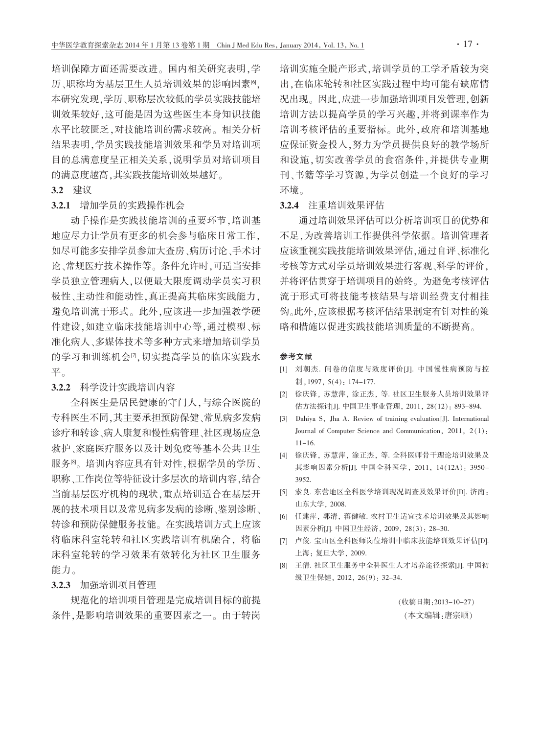培训保障方面还需要改进。国内相关研究表明,学历、职称均为基层卫生人员培训效果的影响因素[6],本研究发现,学历、职称层次较低的学员实践技能培训效果较好,这可能是因为这些医生本身知识技能水平比较匮乏,对技能培训的需求较高。相关分析结果表明,学员实践技能培训效果和学员对培训项目的总满意度呈正相关关系,说明学员对培训项目的满意度越高,其实践技能培训效果越好。

### 3.2 建议

#### 3.2.1 增加学员的实践操作机会

动手操作是实践技能培训的重要环节,培训基地应尽力让学员有更多的机会参与临床日常工作,如尽可能多安排学员参加大查房、病历讨论、手术讨论、常规医疗技术操作等。条件允许时,可适当安排学员独立管理病人,以便最大限度调动学员实习积极性、主动性和能动性,真正提高其临床实践能力,避免培训流于形式。此外,应该进一步加强教学硬件建设,如建立临床技能培训中心等,通过模型、标准化病人、多媒体技术等多种方式来增加培训学员的学习和训练机会[7],切实提高学员的临床实践水平。

#### 3.2.2 科学设计实践培训内容

全科医生是居民健康的守门人,与综合医院的专科医生不同,其主要承担预防保健、常见病多发病诊疗和转诊、病人康复和慢性病管理、社区现场应急救护、家庭医疗服务以及计划免疫等基本公共卫生服务[8]。培训内容应具有针对性,根据学员的学历、职称、工作岗位等特征设计多层次的培训内容,结合当前基层医疗机构的现状,重点培训适合在基层开展的技术项目以及常见病多发病的诊断、鉴别诊断、转诊和预防保健服务技能。在实践培训方式上应该将临床科室轮转和社区实践培训有机融合,将临床科室轮转的学习效果有效转化为社区卫生服务能力。

#### 3.2.3 加强培训项目管理

规范化的培训项目管理是完成培训目标的前提条件,是影响培训效果的重要因素之一。由于转岗培训实施全脱产形式,培训学员的工学矛盾较为突出,在临床轮转和社区实践过程中均可能有缺席情况出现。因此,应进一步加强培训项目发管理,创新培训方法以提高学员的学习兴趣,并将到课率作为培训考核评估的重要指标。此外,政府和培训基地应保证资金投入,努力为学员提供良好的教学场所和设施,切实改善学员的食宿条件,并提供专业期刊、书籍等学习资源,为学员创造一个良好的学习环境。

#### 3.2.4 注重培训效果评估

通过培训效果评估可以分析培训项目的优势和不足,为改善培训工作提供科学依据。培训管理者应该重视实践技能培训效果评估,通过自评、标准化考核等方式对学员培训效果进行客观、科学的评价,并将评估贯穿于培训项目的始终。为避免考核评估流于形式可将技能考核结果与培训经费支付相挂钩。此外,应该根据考核评估结果制定有针对性的策略和措施以促进实践技能培训质量的不断提高。

**参考文献**

[1] 刘朝杰. 问卷的信度与效度评价[J]. 中国慢性病预防与控制, 1997, 5(4): 174-177.

[2] 徐庆锋, 苏慧萍, 涂正杰, 等. 社区卫生服务人员培训效果评估方法探讨[J]. 中国卫生事业管理, 2011, 28(12): 893-894.

[3] Dahiya S, Jha A. Review of training evaluation[J]. International Journal of Computer Science and Communication, 2011, 2(1): 11-16.

[4] 徐庆锋, 苏慧萍, 涂正杰, 等. 全科医师骨干理论培训效果及其影响因素分析[J]. 中国全科医学, 2011, 14(12A): 3950-3952.

[5] 索良. 东营地区全科医学培训现况调查及效果评价[D]. 济南: 山东大学, 2008.

[6] 任建萍, 郭清, 蒋健敏. 农村卫生适宜技术培训效果及其影响因素分析[J]. 中国卫生经济, 2009, 28(3): 28-30.

[7] 卢俊. 宝山区全科医师岗位培训中临床技能培训效果评估[D]. 上海: 复旦大学, 2009.

[8] 王倩. 社区卫生服务中全科医生人才培养途径探索[J]. 中国初级卫生保健, 2012, 26(9): 32-34.

(收稿日期:2013-10-27)

(本文编辑:唐宗顺)